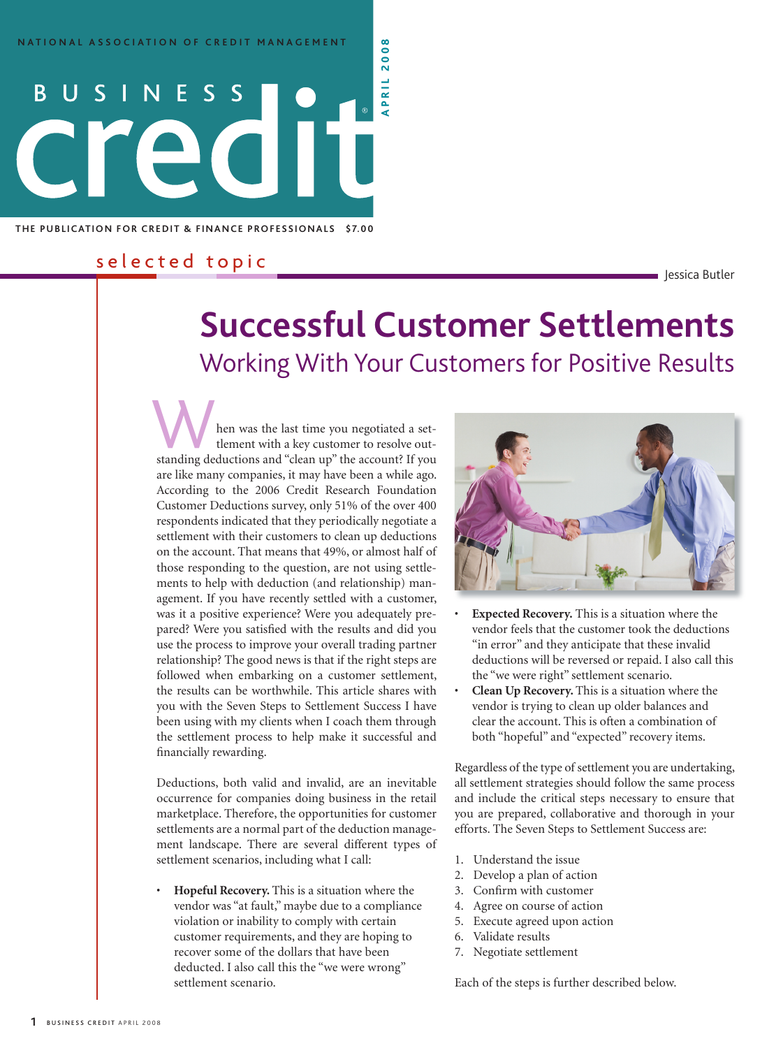NATIONAL ASSOCIATION OF CREDIT MANAGEMENT

BUSINESS credit® APRIL 2008

THE PUBLICATION FOR CREDIT & FINANCE PROFESSIONALS $7.00

selected topic

Jessica Butler

# Successful Customer Settlements

## Working With Your Customers for Positive Results

When was the last time you negotiated a settlement with a key customer to resolve outstanding deductions and "clean up" the account? If you are like many companies, it may have been a while ago. According to the 2006 Credit Research Foundation Customer Deductions survey, only 51% of the over 400 respondents indicated that they periodically negotiate a settlement with their customers to clean up deductions on the account. That means that 49%, or almost half of those responding to the question, are not using settlements to help with deduction (and relationship) management. If you have recently settled with a customer, was it a positive experience? Were you adequately prepared? Were you satisfied with the results and did you use the process to improve your overall trading partner relationship? The good news is that if the right steps are followed when embarking on a customer settlement, the results can be worthwhile. This article shares with you the Seven Steps to Settlement Success I have been using with my clients when I coach them through the settlement process to help make it successful and financially rewarding.

Deductions, both valid and invalid, are an inevitable occurrence for companies doing business in the retail marketplace. Therefore, the opportunities for customer settlements are a normal part of the deduction management landscape. There are several different types of settlement scenarios, including what I call:

- **Hopeful Recovery.** This is a situation where the vendor was "at fault," maybe due to a compliance violation or inability to comply with certain customer requirements, and they are hoping to recover some of the dollars that have been deducted. I also call this the "we were wrong" settlement scenario.
- **Expected Recovery.** This is a situation where the vendor feels that the customer took the deductions "in error" and they anticipate that these invalid deductions will be reversed or repaid. I also call this the "we were right" settlement scenario.
- **Clean Up Recovery.** This is a situation where the vendor is trying to clean up older balances and clear the account. This is often a combination of both "hopeful" and "expected" recovery items.

Regardless of the type of settlement you are undertaking, all settlement strategies should follow the same process and include the critical steps necessary to ensure that you are prepared, collaborative and thorough in your efforts. The Seven Steps to Settlement Success are:

1. Understand the issue
2. Develop a plan of action
3. Confirm with customer
4. Agree on course of action
5. Execute agreed upon action
6. Validate results
7. Negotiate settlement

Each of the steps is further described below.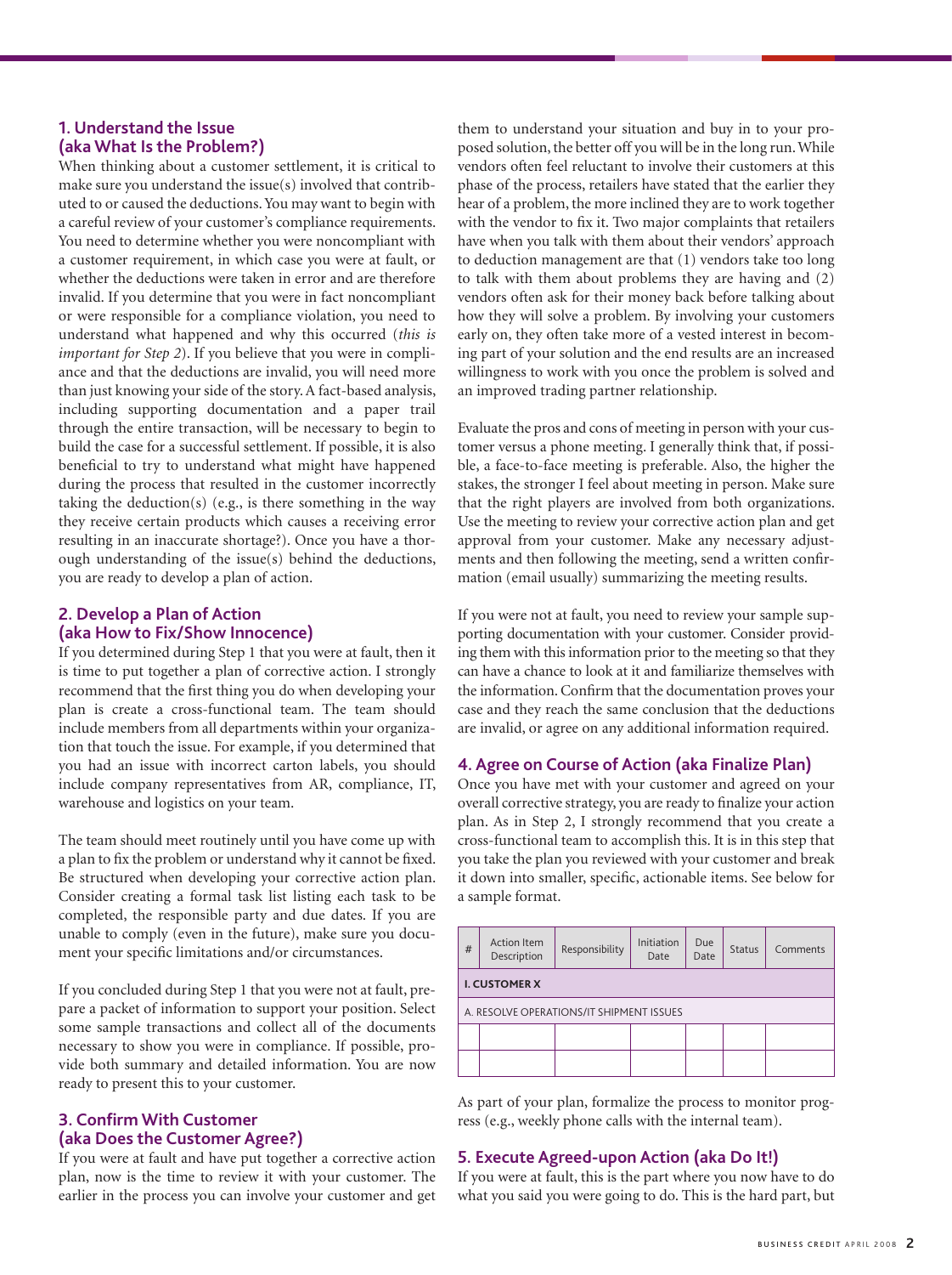## 1. Understand the Issue (aka What Is the Problem?)

When thinking about a customer settlement, it is critical to make sure you understand the issue(s) involved that contributed to or caused the deductions. You may want to begin with a careful review of your customer's compliance requirements. You need to determine whether you were noncompliant with a customer requirement, in which case you were at fault, or whether the deductions were taken in error and are therefore invalid. If you determine that you were in fact noncompliant or were responsible for a compliance violation, you need to understand what happened and why this occurred (*this is important for Step 2*). If you believe that you were in compliance and that the deductions are invalid, you will need more than just knowing your side of the story. A fact-based analysis, including supporting documentation and a paper trail through the entire transaction, will be necessary to begin to build the case for a successful settlement. If possible, it is also beneficial to try to understand what might have happened during the process that resulted in the customer incorrectly taking the deduction(s) (e.g., is there something in the way they receive certain products which causes a receiving error resulting in an inaccurate shortage?). Once you have a thorough understanding of the issue(s) behind the deductions, you are ready to develop a plan of action.

## 2. Develop a Plan of Action (aka How to Fix/Show Innocence)

If you determined during Step 1 that you were at fault, then it is time to put together a plan of corrective action. I strongly recommend that the first thing you do when developing your plan is create a cross-functional team. The team should include members from all departments within your organization that touch the issue. For example, if you determined that you had an issue with incorrect carton labels, you should include company representatives from AR, compliance, IT, warehouse and logistics on your team.

The team should meet routinely until you have come up with a plan to fix the problem or understand why it cannot be fixed. Be structured when developing your corrective action plan. Consider creating a formal task list listing each task to be completed, the responsible party and due dates. If you are unable to comply (even in the future), make sure you document your specific limitations and/or circumstances.

If you concluded during Step 1 that you were not at fault, prepare a packet of information to support your position. Select some sample transactions and collect all of the documents necessary to show you were in compliance. If possible, provide both summary and detailed information. You are now ready to present this to your customer.

## 3. Confirm With Customer (aka Does the Customer Agree?)

If you were at fault and have put together a corrective action plan, now is the time to review it with your customer. The earlier in the process you can involve your customer and get them to understand your situation and buy in to your proposed solution, the better off you will be in the long run. While vendors often feel reluctant to involve their customers at this phase of the process, retailers have stated that the earlier they hear of a problem, the more inclined they are to work together with the vendor to fix it. Two major complaints that retailers have when you talk with them about their vendors' approach to deduction management are that (1) vendors take too long to talk with them about problems they are having and (2) vendors often ask for their money back before talking about how they will solve a problem. By involving your customers early on, they often take more of a vested interest in becoming part of your solution and the end results are an increased willingness to work with you once the problem is solved and an improved trading partner relationship.

Evaluate the pros and cons of meeting in person with your customer versus a phone meeting. I generally think that, if possible, a face-to-face meeting is preferable. Also, the higher the stakes, the stronger I feel about meeting in person. Make sure that the right players are involved from both organizations. Use the meeting to review your corrective action plan and get approval from your customer. Make any necessary adjustments and then following the meeting, send a written confirmation (email usually) summarizing the meeting results.

If you were not at fault, you need to review your sample supporting documentation with your customer. Consider providing them with this information prior to the meeting so that they can have a chance to look at it and familiarize themselves with the information. Confirm that the documentation proves your case and they reach the same conclusion that the deductions are invalid, or agree on any additional information required.

## 4. Agree on Course of Action (aka Finalize Plan)

Once you have met with your customer and agreed on your overall corrective strategy, you are ready to finalize your action plan. As in Step 2, I strongly recommend that you create a cross-functional team to accomplish this. It is in this step that you take the plan you reviewed with your customer and break it down into smaller, specific, actionable items. See below for a sample format.

| # | Action Item Description | Responsibility | Initiation Date | Due Date | Status | Comments |
|---|---|---|---|---|---|---|
| **I. CUSTOMER X** | | | | | | |
| A. RESOLVE OPERATIONS/IT SHIPMENT ISSUES | | | | | | |
| | | | | | | |
| | | | | | | |

As part of your plan, formalize the process to monitor progress (e.g., weekly phone calls with the internal team).

## 5. Execute Agreed-upon Action (aka Do It!)

If you were at fault, this is the part where you now have to do what you said you were going to do. This is the hard part, but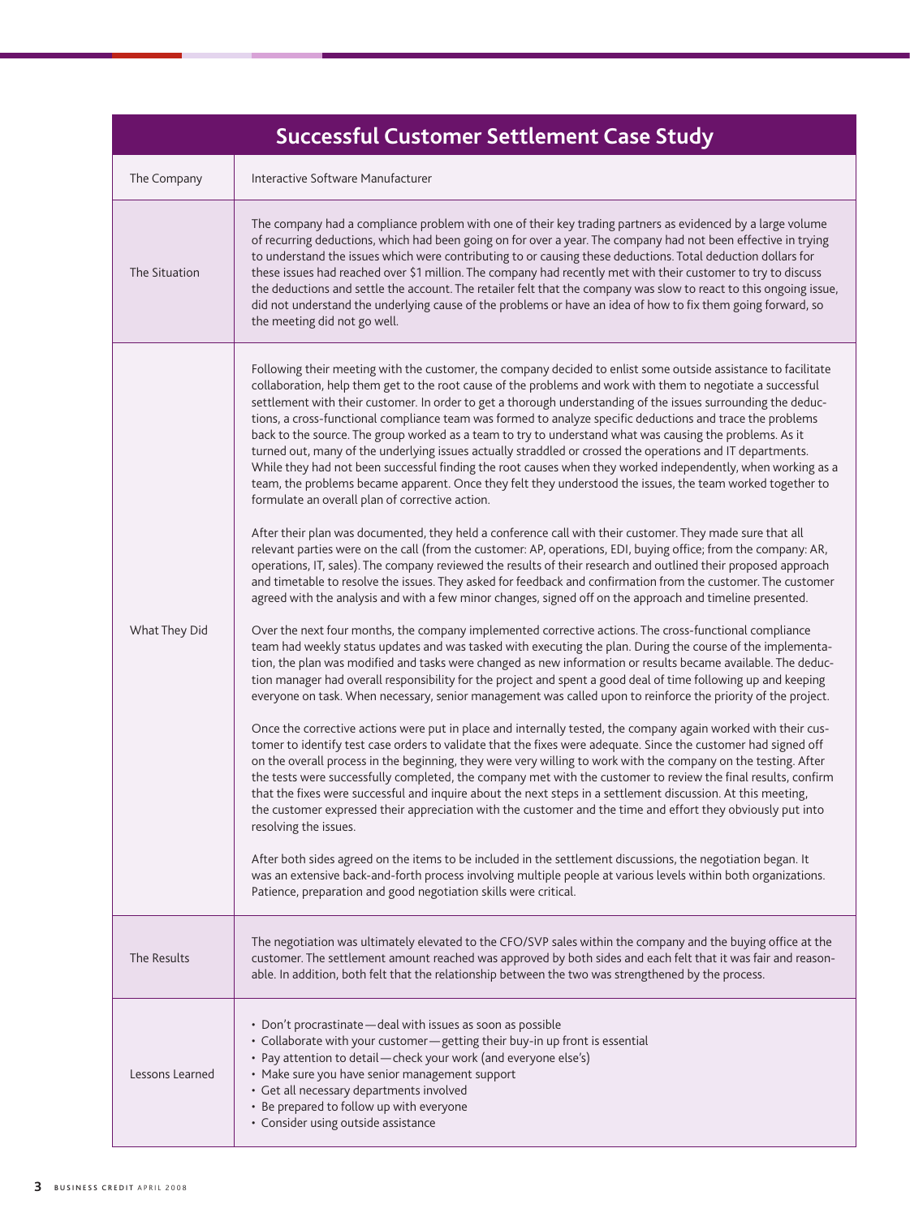## Successful Customer Settlement Case Study

| | |
|---|---|
| The Company | Interactive Software Manufacturer |
| The Situation | The company had a compliance problem with one of their key trading partners as evidenced by a large volume of recurring deductions, which had been going on for over a year. The company had not been effective in trying to understand the issues which were contributing to or causing these deductions. Total deduction dollars for these issues had reached over $1 million. The company had recently met with their customer to try to discuss the deductions and settle the account. The retailer felt that the company was slow to react to this ongoing issue, did not understand the underlying cause of the problems or have an idea of how to fix them going forward, so the meeting did not go well. |
| What They Did | Following their meeting with the customer, the company decided to enlist some outside assistance to facilitate collaboration, help them get to the root cause of the problems and work with them to negotiate a successful settlement with their customer. In order to get a thorough understanding of the issues surrounding the deductions, a cross-functional compliance team was formed to analyze specific deductions and trace the problems back to the source. The group worked as a team to try to understand what was causing the problems. As it turned out, many of the underlying issues actually straddled or crossed the operations and IT departments. While they had not been successful finding the root causes when they worked independently, when working as a team, the problems became apparent. Once they felt they understood the issues, the team worked together to formulate an overall plan of corrective action.<br><br>After their plan was documented, they held a conference call with their customer. They made sure that all relevant parties were on the call (from the customer: AP, operations, EDI, buying office; from the company: AR, operations, IT, sales). The company reviewed the results of their research and outlined their proposed approach and timetable to resolve the issues. They asked for feedback and confirmation from the customer. The customer agreed with the analysis and with a few minor changes, signed off on the approach and timeline presented.<br><br>Over the next four months, the company implemented corrective actions. The cross-functional compliance team had weekly status updates and was tasked with executing the plan. During the course of the implementation, the plan was modified and tasks were changed as new information or results became available. The deduction manager had overall responsibility for the project and spent a good deal of time following up and keeping everyone on task. When necessary, senior management was called upon to reinforce the priority of the project.<br><br>Once the corrective actions were put in place and internally tested, the company again worked with their customer to identify test case orders to validate that the fixes were adequate. Since the customer had signed off on the overall process in the beginning, they were very willing to work with the company on the testing. After the tests were successfully completed, the company met with the customer to review the final results, confirm that the fixes were successful and inquire about the next steps in a settlement discussion. At this meeting, the customer expressed their appreciation with the customer and the time and effort they obviously put into resolving the issues.<br><br>After both sides agreed on the items to be included in the settlement discussions, the negotiation began. It was an extensive back-and-forth process involving multiple people at various levels within both organizations. Patience, preparation and good negotiation skills were critical. |
| The Results | The negotiation was ultimately elevated to the CFO/SVP sales within the company and the buying office at the customer. The settlement amount reached was approved by both sides and each felt that it was fair and reasonable. In addition, both felt that the relationship between the two was strengthened by the process. |
| Lessons Learned | • Don't procrastinate—deal with issues as soon as possible<br>• Collaborate with your customer—getting their buy-in up front is essential<br>• Pay attention to detail—check your work (and everyone else's)<br>• Make sure you have senior management support<br>• Get all necessary departments involved<br>• Be prepared to follow up with everyone<br>• Consider using outside assistance |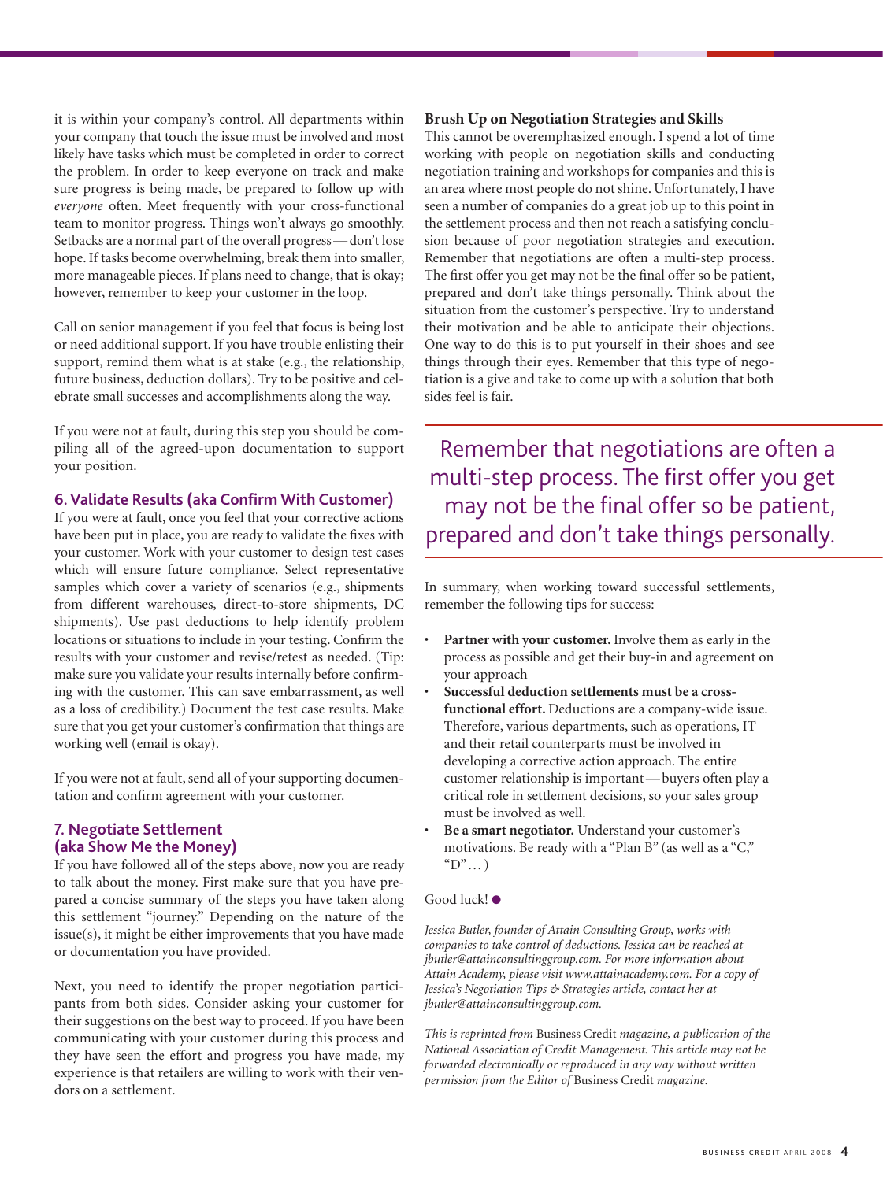it is within your company's control. All departments within your company that touch the issue must be involved and most likely have tasks which must be completed in order to correct the problem. In order to keep everyone on track and make sure progress is being made, be prepared to follow up with *everyone* often. Meet frequently with your cross-functional team to monitor progress. Things won't always go smoothly. Setbacks are a normal part of the overall progress—don't lose hope. If tasks become overwhelming, break them into smaller, more manageable pieces. If plans need to change, that is okay; however, remember to keep your customer in the loop.

Call on senior management if you feel that focus is being lost or need additional support. If you have trouble enlisting their support, remind them what is at stake (e.g., the relationship, future business, deduction dollars). Try to be positive and celebrate small successes and accomplishments along the way.

If you were not at fault, during this step you should be compiling all of the agreed-upon documentation to support your position.

### 6. Validate Results (aka Confirm With Customer)

If you were at fault, once you feel that your corrective actions have been put in place, you are ready to validate the fixes with your customer. Work with your customer to design test cases which will ensure future compliance. Select representative samples which cover a variety of scenarios (e.g., shipments from different warehouses, direct-to-store shipments, DC shipments). Use past deductions to help identify problem locations or situations to include in your testing. Confirm the results with your customer and revise/retest as needed. (Tip: make sure you validate your results internally before confirming with the customer. This can save embarrassment, as well as a loss of credibility.) Document the test case results. Make sure that you get your customer's confirmation that things are working well (email is okay).

If you were not at fault, send all of your supporting documentation and confirm agreement with your customer.

### 7. Negotiate Settlement (aka Show Me the Money)

If you have followed all of the steps above, now you are ready to talk about the money. First make sure that you have prepared a concise summary of the steps you have taken along this settlement "journey." Depending on the nature of the issue(s), it might be either improvements that you have made or documentation you have provided.

Next, you need to identify the proper negotiation participants from both sides. Consider asking your customer for their suggestions on the best way to proceed. If you have been communicating with your customer during this process and they have seen the effort and progress you have made, my experience is that retailers are willing to work with their vendors on a settlement.

**Brush Up on Negotiation Strategies and Skills**

This cannot be overemphasized enough. I spend a lot of time working with people on negotiation skills and conducting negotiation training and workshops for companies and this is an area where most people do not shine. Unfortunately, I have seen a number of companies do a great job up to this point in the settlement process and then not reach a satisfying conclusion because of poor negotiation strategies and execution. Remember that negotiations are often a multi-step process. The first offer you get may not be the final offer so be patient, prepared and don't take things personally. Think about the situation from the customer's perspective. Try to understand their motivation and be able to anticipate their objections. One way to do this is to put yourself in their shoes and see things through their eyes. Remember that this type of negotiation is a give and take to come up with a solution that both sides feel is fair.

> Remember that negotiations are often a multi-step process. The first offer you get may not be the final offer so be patient, prepared and don't take things personally.

In summary, when working toward successful settlements, remember the following tips for success:

- **Partner with your customer.** Involve them as early in the process as possible and get their buy-in and agreement on your approach
- **Successful deduction settlements must be a cross-functional effort.** Deductions are a company-wide issue. Therefore, various departments, such as operations, IT and their retail counterparts must be involved in developing a corrective action approach. The entire customer relationship is important—buyers often play a critical role in settlement decisions, so your sales group must be involved as well.
- **Be a smart negotiator.** Understand your customer's motivations. Be ready with a "Plan B" (as well as a "C," "D"…)

Good luck! ●

*Jessica Butler, founder of Attain Consulting Group, works with companies to take control of deductions. Jessica can be reached at jbutler@attainconsultinggroup.com. For more information about Attain Academy, please visit www.attainacademy.com. For a copy of Jessica's Negotiation Tips & Strategies article, contact her at jbutler@attainconsultinggroup.com.*

*This is reprinted from* Business Credit *magazine, a publication of the National Association of Credit Management. This article may not be forwarded electronically or reproduced in any way without written permission from the Editor of* Business Credit *magazine.*